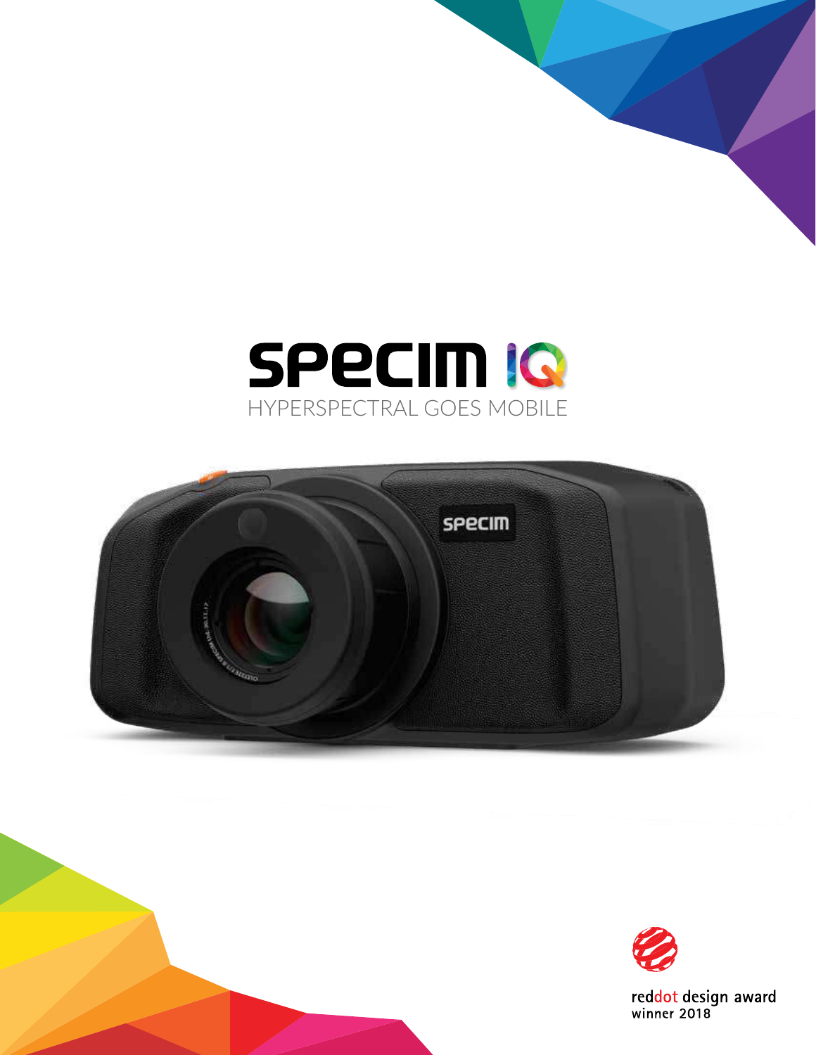# SPECIM IQ

HYPERSPECTRAL GOES MOBILE

reddot design award
winner 2018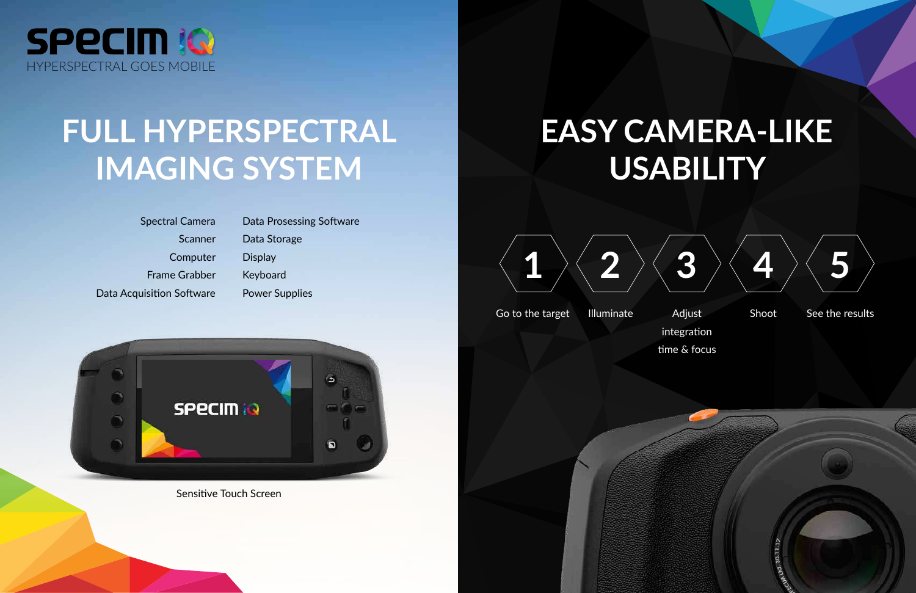# SPECIM IQ

HYPERSPECTRAL GOES MOBILE

## FULL HYPERSPECTRAL IMAGING SYSTEM

- Spectral Camera
- Scanner
- Computer
- Frame Grabber
- Data Acquisition Software
- Data Prosessing Software
- Data Storage
- Display
- Keyboard
- Power Supplies

Sensitive Touch Screen

## EASY CAMERA-LIKE USABILITY

1. Go to the target
2. Illuminate
3. Adjust integration time & focus
4. Shoot
5. See the results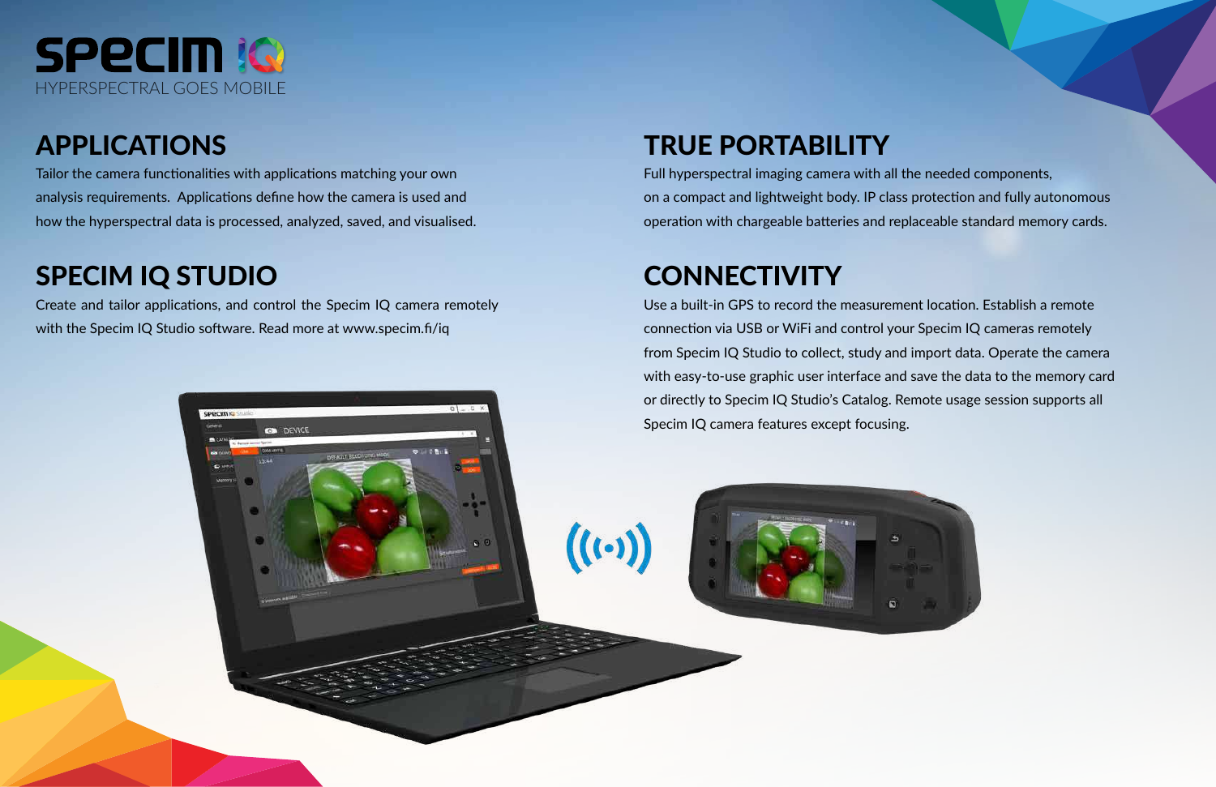# SPECIM IQ

HYPERSPECTRAL GOES MOBILE

## APPLICATIONS

Tailor the camera functionalities with applications matching your own analysis requirements. Applications define how the camera is used and how the hyperspectral data is processed, analyzed, saved, and visualised.

## SPECIM IQ STUDIO

Create and tailor applications, and control the Specim IQ camera remotely with the Specim IQ Studio software. Read more at www.specim.fi/iq

## TRUE PORTABILITY

Full hyperspectral imaging camera with all the needed components, on a compact and lightweight body. IP class protection and fully autonomous operation with chargeable batteries and replaceable standard memory cards.

## CONNECTIVITY

Use a built-in GPS to record the measurement location. Establish a remote connection via USB or WiFi and control your Specim IQ cameras remotely from Specim IQ Studio to collect, study and import data. Operate the camera with easy-to-use graphic user interface and save the data to the memory card or directly to Specim IQ Studio's Catalog. Remote usage session supports all Specim IQ camera features except focusing.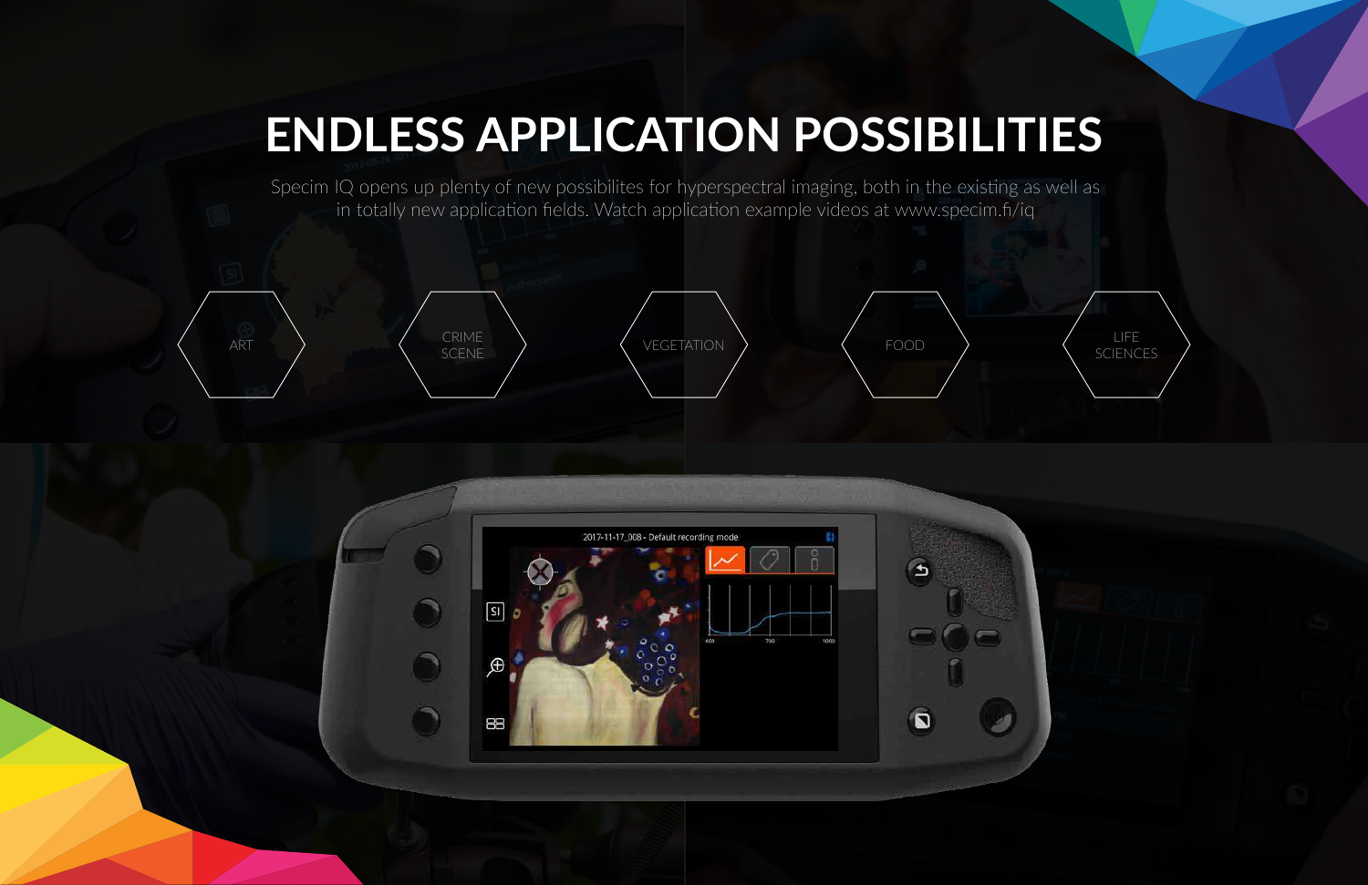# ENDLESS APPLICATION POSSIBILITIES

Specim IQ opens up plenty of new possibilites for hyperspectral imaging, both in the existing as well as in totally new application fields. Watch application example videos at www.specim.fi/iq

- ART
- CRIME SCENE
- VEGETATION
- FOOD
- LIFE SCIENCES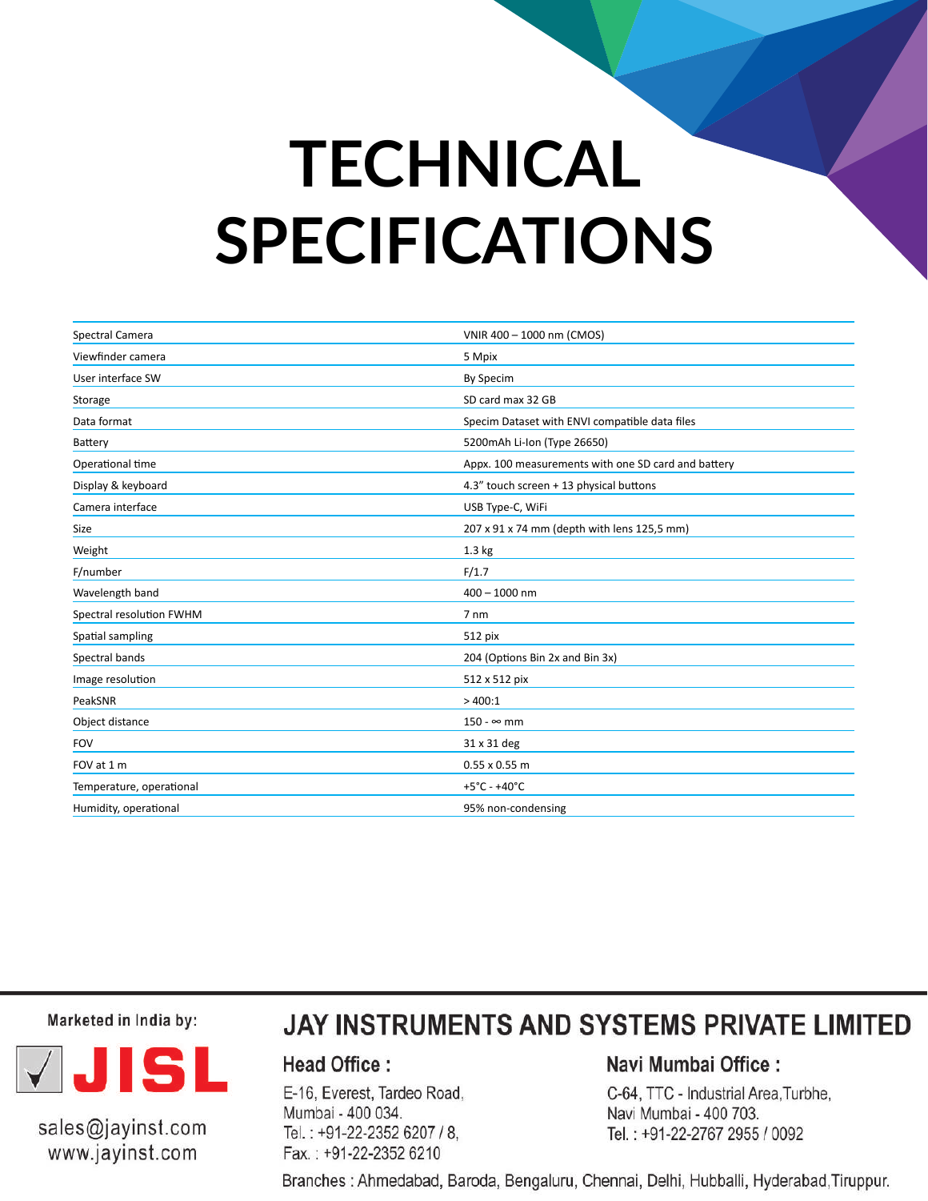# TECHNICAL SPECIFICATIONS

| | |
|---|---|
| Spectral Camera | VNIR 400 – 1000 nm (CMOS) |
| Viewfinder camera | 5 Mpix |
| User interface SW | By Specim |
| Storage | SD card max 32 GB |
| Data format | Specim Dataset with ENVI compatible data files |
| Battery | 5200mAh Li-Ion (Type 26650) |
| Operational time | Appx. 100 measurements with one SD card and battery |
| Display & keyboard | 4.3" touch screen + 13 physical buttons |
| Camera interface | USB Type-C, WiFi |
| Size | 207 x 91 x 74 mm (depth with lens 125,5 mm) |
| Weight | 1.3 kg |
| F/number | F/1.7 |
| Wavelength band | 400 – 1000 nm |
| Spectral resolution FWHM | 7 nm |
| Spatial sampling | 512 pix |
| Spectral bands | 204 (Options Bin 2x and Bin 3x) |
| Image resolution | 512 x 512 pix |
| PeakSNR | > 400:1 |
| Object distance | 150 - ∞ mm |
| FOV | 31 x 31 deg |
| FOV at 1 m | 0.55 x 0.55 m |
| Temperature, operational | +5°C - +40°C |
| Humidity, operational | 95% non-condensing |

Marketed in India by:

**JISL**

sales@jayinst.com
www.jayinst.com

## JAY INSTRUMENTS AND SYSTEMS PRIVATE LIMITED

**Head Office :**
E-16, Everest, Tardeo Road,
Mumbai - 400 034.
Tel. : +91-22-2352 6207 / 8,
Fax. : +91-22-2352 6210

**Navi Mumbai Office :**
C-64, TTC - Industrial Area,Turbhe,
Navi Mumbai - 400 703.
Tel. : +91-22-2767 2955 / 0092

Branches : Ahmedabad, Baroda, Bengaluru, Chennai, Delhi, Hubballi, Hyderabad,Tiruppur.